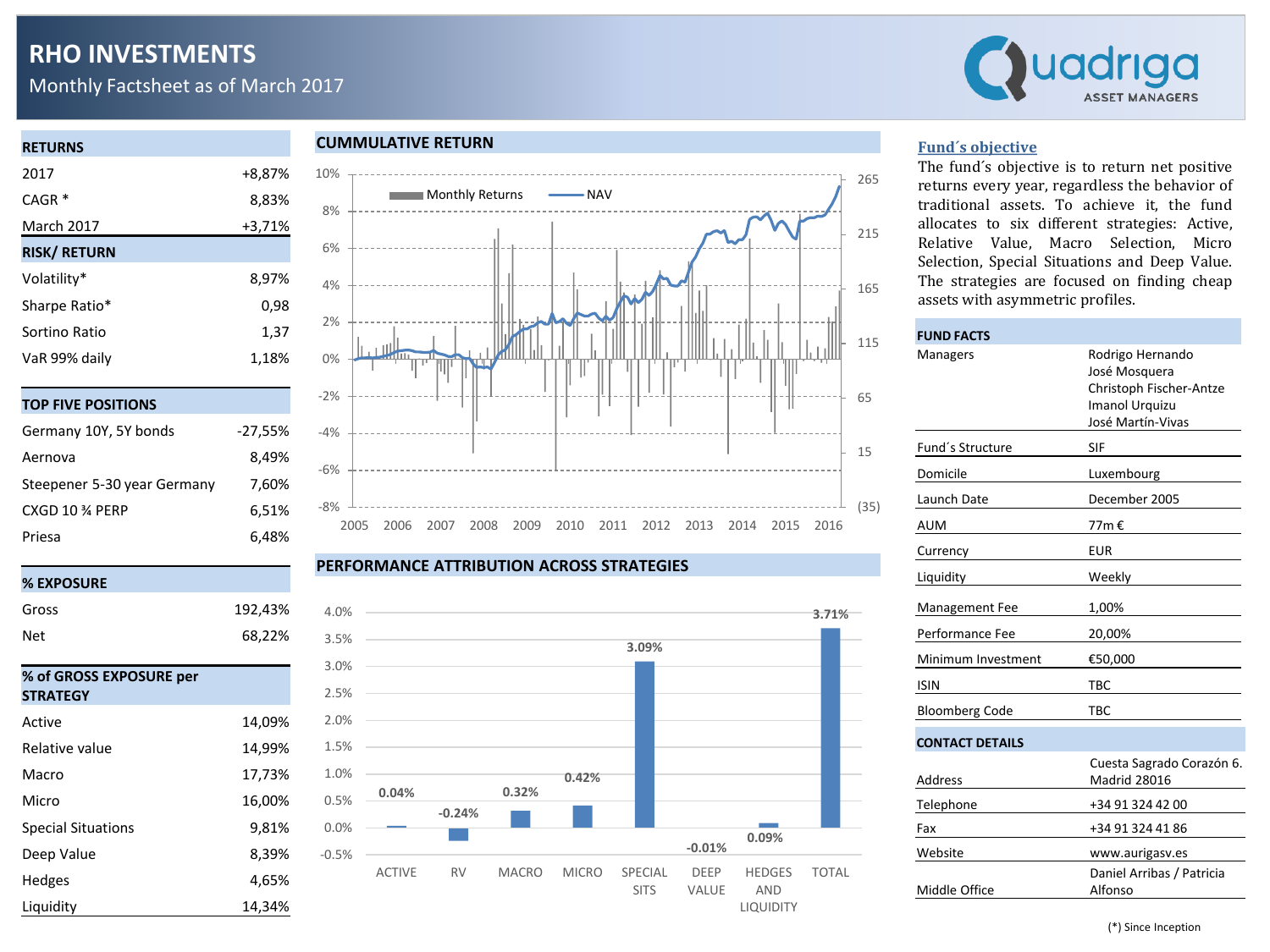# RHO INVESTMENTS

Monthly Factsheet as of March 2017

Quadriga ASSET MANAGERS

| RETURNS | |
|---|---|
| 2017 | +8,87% |
| CAGR * | 8,83% |
| March 2017 | +3,71% |

| RISK/ RETURN | |
|---|---|
| Volatility* | 8,97% |
| Sharpe Ratio* | 0,98 |
| Sortino Ratio | 1,37 |
| VaR 99% daily | 1,18% |

| TOP FIVE POSITIONS | |
|---|---|
| Germany 10Y, 5Y bonds | -27,55% |
| Aernova | 8,49% |
| Steepener 5-30 year Germany | 7,60% |
| CXGD 10 ¾ PERP | 6,51% |
| Priesa | 6,48% |

| % EXPOSURE | |
|---|---|
| Gross | 192,43% |
| Net | 68,22% |

| % of GROSS EXPOSURE per STRATEGY | |
|---|---|
| Active | 14,09% |
| Relative value | 14,99% |
| Macro | 17,73% |
| Micro | 16,00% |
| Special Situations | 9,81% |
| Deep Value | 8,39% |
| Hedges | 4,65% |
| Liquidity | 14,34% |

## CUMMULATIVE RETURN

## PERFORMANCE ATTRIBUTION ACROSS STRATEGIES

| ACTIVE | RV | MACRO | MICRO | SPECIAL SITS | DEEP VALUE | HEDGES AND LIQUIDITY | TOTAL |
|---|---|---|---|---|---|---|---|
| 0.04% | -0.24% | 0.32% | 0.42% | 3.09% | -0.01% | 0.09% | 3.71% |

## Fund´s objective

The fund´s objective is to return net positive returns every year, regardless the behavior of traditional assets. To achieve it, the fund allocates to six different strategies: Active, Relative Value, Macro Selection, Micro Selection, Special Situations and Deep Value. The strategies are focused on finding cheap assets with asymmetric profiles.

| FUND FACTS | |
|---|---|
| Managers | Rodrigo Hernando<br>José Mosquera<br>Christoph Fischer-Antze<br>Imanol Urquizu<br>José Martín-Vivas |
| Fund´s Structure | SIF |
| Domicile | Luxembourg |
| Launch Date | December 2005 |
| AUM | 77m € |
| Currency | EUR |
| Liquidity | Weekly |
| Management Fee | 1,00% |
| Performance Fee | 20,00% |
| Minimum Investment | €50,000 |
| ISIN | TBC |
| Bloomberg Code | TBC |

| CONTACT DETAILS | |
|---|---|
| Address | Cuesta Sagrado Corazón 6. Madrid 28016 |
| Telephone | +34 91 324 42 00 |
| Fax | +34 91 324 41 86 |
| Website | www.aurigasv.es |
| Middle Office | Daniel Arribas / Patricia Alfonso |

(*) Since Inception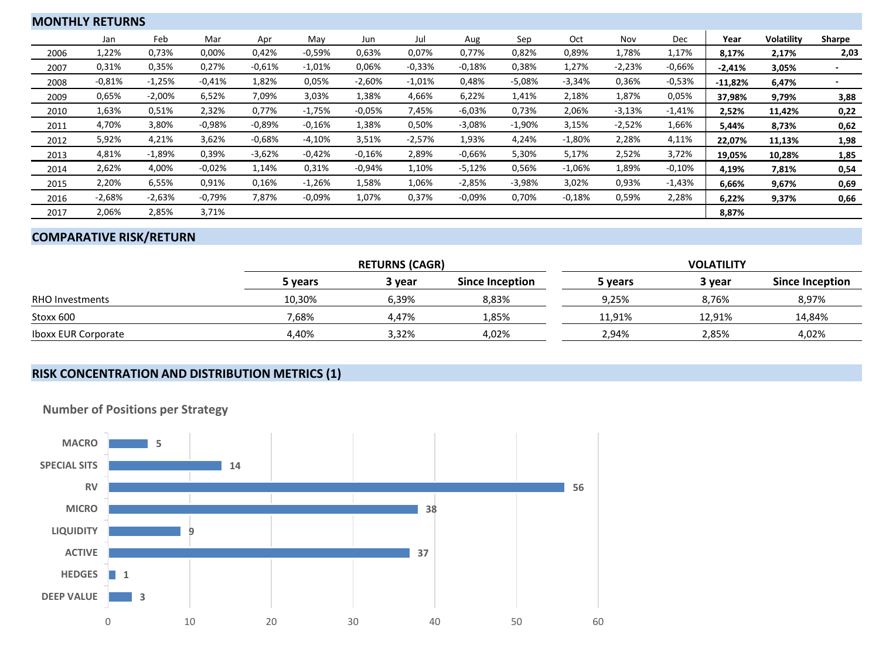## MONTHLY RETURNS

| | Jan | Feb | Mar | Apr | May | Jun | Jul | Aug | Sep | Oct | Nov | Dec | Year | Volatility | Sharpe |
|---|---|---|---|---|---|---|---|---|---|---|---|---|---|---|---|
| 2006 | 1,22% | 0,73% | 0,00% | 0,42% | -0,59% | 0,63% | 0,07% | 0,77% | 0,82% | 0,89% | 1,78% | 1,17% | **8,17%** | **2,17%** | **2,03** |
| 2007 | 0,31% | 0,35% | 0,27% | -0,61% | -1,01% | 0,06% | -0,33% | -0,18% | 0,38% | 1,27% | -2,23% | -0,66% | **-2,41%** | **3,05%** | **-** |
| 2008 | -0,81% | -1,25% | -0,41% | 1,82% | 0,05% | -2,60% | -1,01% | 0,48% | -5,08% | -3,34% | 0,36% | -0,53% | **-11,82%** | **6,47%** | **-** |
| 2009 | 0,65% | -2,00% | 6,52% | 7,09% | 3,03% | 1,38% | 4,66% | 6,22% | 1,41% | 2,18% | 1,87% | 0,05% | **37,98%** | **9,79%** | **3,88** |
| 2010 | 1,63% | 0,51% | 2,32% | 0,77% | -1,75% | -0,05% | 7,45% | -6,03% | 0,73% | 2,06% | -3,13% | -1,41% | **2,52%** | **11,42%** | **0,22** |
| 2011 | 4,70% | 3,80% | -0,98% | -0,89% | -0,16% | 1,38% | 0,50% | -3,08% | -1,90% | 3,15% | -2,52% | 1,66% | **5,44%** | **8,73%** | **0,62** |
| 2012 | 5,92% | 4,21% | 3,62% | -0,68% | -4,10% | 3,51% | -2,57% | 1,93% | 4,24% | -1,80% | 2,28% | 4,11% | **22,07%** | **11,13%** | **1,98** |
| 2013 | 4,81% | -1,89% | 0,39% | -3,62% | -0,42% | -0,16% | 2,89% | -0,66% | 5,30% | 5,17% | 2,52% | 3,72% | **19,05%** | **10,28%** | **1,85** |
| 2014 | 2,62% | 4,00% | -0,02% | 1,14% | 0,31% | -0,94% | 1,10% | -5,12% | 0,56% | -1,06% | 1,89% | -0,10% | **4,19%** | **7,81%** | **0,54** |
| 2015 | 2,20% | 6,55% | 0,91% | 0,16% | -1,26% | 1,58% | 1,06% | -2,85% | -3,98% | 3,02% | 0,93% | -1,43% | **6,66%** | **9,67%** | **0,69** |
| 2016 | -2,68% | -2,63% | -0,79% | 7,87% | -0,09% | 1,07% | 0,37% | -0,09% | 0,70% | -0,18% | 0,59% | 2,28% | **6,22%** | **9,37%** | **0,66** |
| 2017 | 2,06% | 2,85% | 3,71% | | | | | | | | | | **8,87%** | | |

## COMPARATIVE RISK/RETURN

| | RETURNS (CAGR) | | | VOLATILITY | | |
|---|---|---|---|---|---|---|
| | 5 years | 3 year | Since Inception | 5 years | 3 year | Since Inception |
| RHO Investments | 10,30% | 6,39% | 8,83% | 9,25% | 8,76% | 8,97% |
| Stoxx 600 | 7,68% | 4,47% | 1,85% | 11,91% | 12,91% | 14,84% |
| Iboxx EUR Corporate | 4,40% | 3,32% | 4,02% | 2,94% | 2,85% | 4,02% |

## RISK CONCENTRATION AND DISTRIBUTION METRICS (1)

### Number of Positions per Strategy

| Strategy | Number of Positions |
|---|---|
| MACRO | 5 |
| SPECIAL SITS | 14 |
| RV | 56 |
| MICRO | 38 |
| LIQUIDITY | 9 |
| ACTIVE | 37 |
| HEDGES | 1 |
| DEEP VALUE | 3 |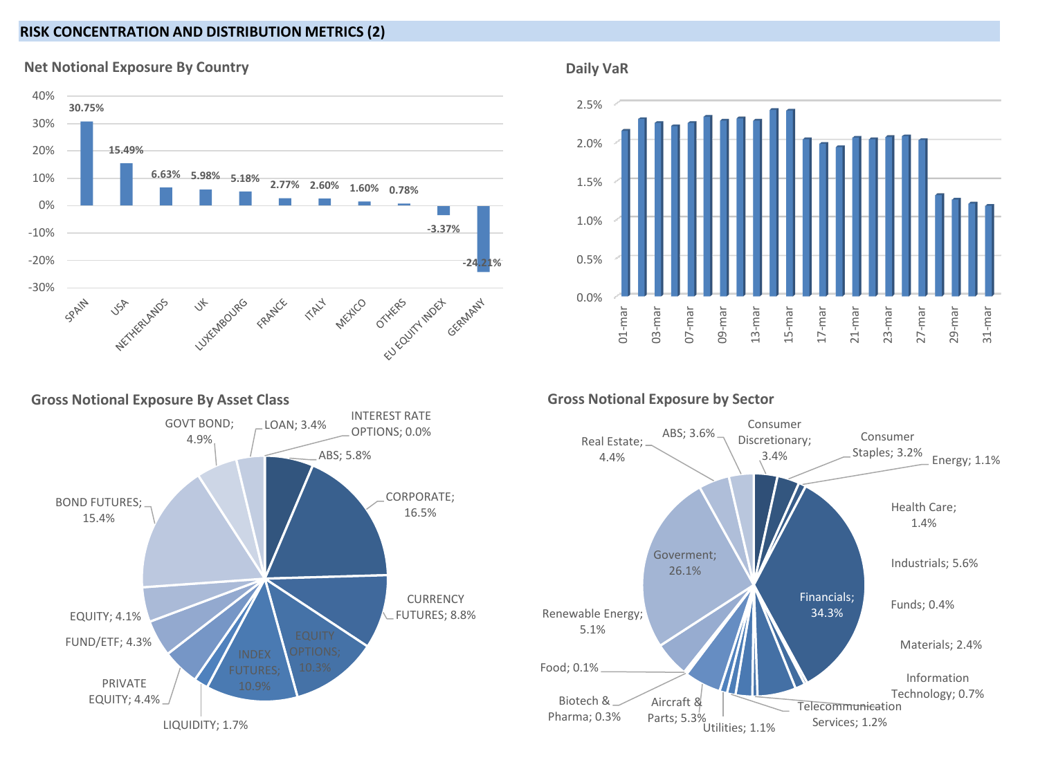## RISK CONCENTRATION AND DISTRIBUTION METRICS (2)

### Net Notional Exposure By Country

| Country | Net Notional Exposure |
|---|---|
| SPAIN | 30.75% |
| USA | 15.49% |
| NETHERLANDS | 6.63% |
| UK | 5.98% |
| LUXEMBOURG | 5.18% |
| FRANCE | 2.77% |
| ITALY | 2.60% |
| MEXICO | 1.60% |
| OTHERS | 0.78% |
| EU EQUITY INDEX | -3.37% |
| GERMANY | -24.21% |

### Daily VaR

Dates shown on axis: 01-mar, 03-mar, 07-mar, 09-mar, 13-mar, 15-mar, 17-mar, 21-mar, 23-mar, 27-mar, 29-mar, 31-mar

Axis: 0.0%, 0.5%, 1.0%, 1.5%, 2.0%, 2.5%

### Gross Notional Exposure By Asset Class

| Asset Class | Gross Notional Exposure |
|---|---|
| ABS | 5.8% |
| CORPORATE | 16.5% |
| CURRENCY FUTURES | 8.8% |
| EQUITY OPTIONS | 10.3% |
| INDEX FUTURES | 10.9% |
| LIQUIDITY | 1.7% |
| PRIVATE EQUITY | 4.4% |
| FUND/ETF | 4.3% |
| EQUITY | 4.1% |
| BOND FUTURES | 15.4% |
| GOVT BOND | 4.9% |
| LOAN | 3.4% |
| INTEREST RATE OPTIONS | 0.0% |

### Gross Notional Exposure by Sector

| Sector | Gross Notional Exposure |
|---|---|
| Consumer Discretionary | 3.4% |
| Consumer Staples | 3.2% |
| Energy | 1.1% |
| Health Care | 1.4% |
| Industrials | 5.6% |
| Funds | 0.4% |
| Materials | 2.4% |
| Information Technology | 0.7% |
| Financials | 34.3% |
| Telecommunication Services | 1.2% |
| Utilities | 1.1% |
| Aircraft & Parts | 5.3% |
| Biotech & Pharma | 0.3% |
| Food | 0.1% |
| Renewable Energy | 5.1% |
| Goverment | 26.1% |
| Real Estate | 4.4% |
| ABS | 3.6% |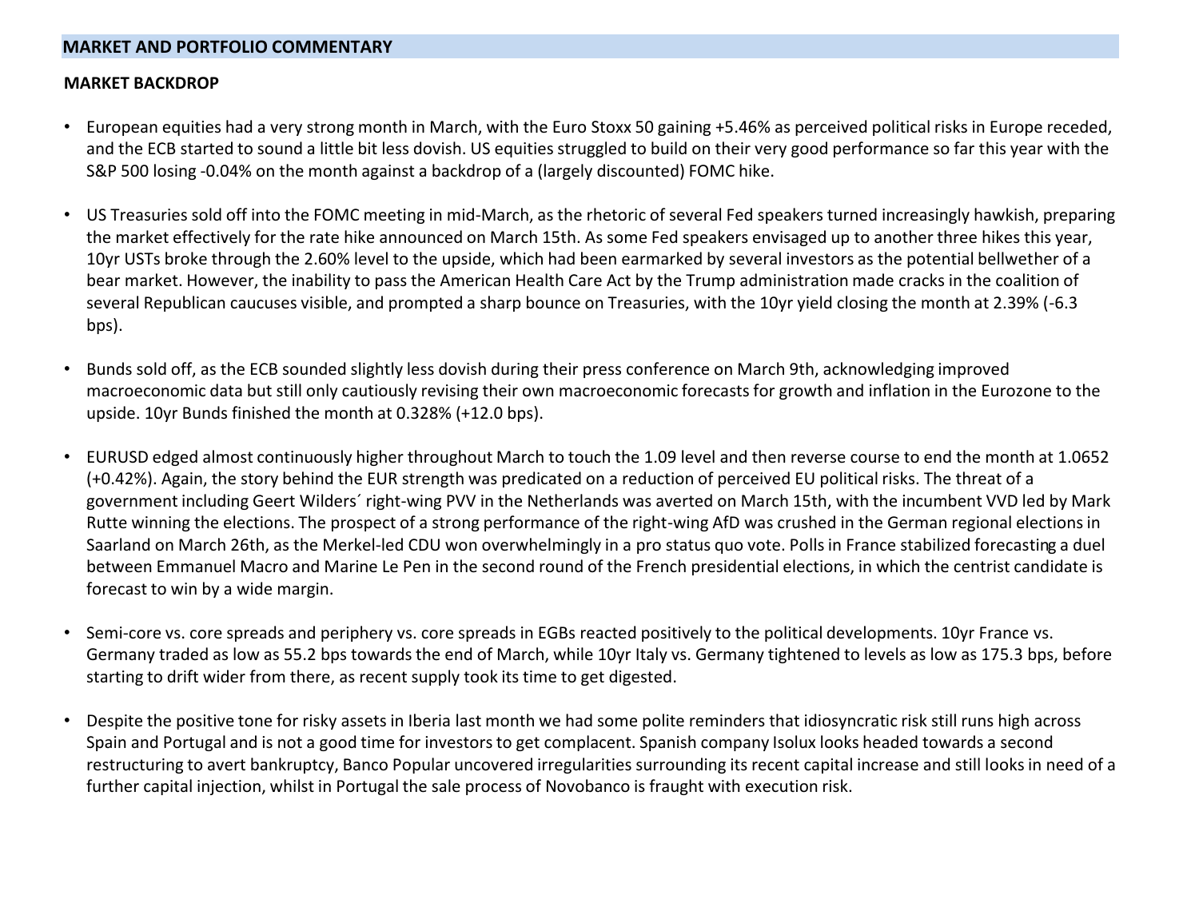## MARKET AND PORTFOLIO COMMENTARY

### MARKET BACKDROP

- European equities had a very strong month in March, with the Euro Stoxx 50 gaining +5.46% as perceived political risks in Europe receded, and the ECB started to sound a little bit less dovish. US equities struggled to build on their very good performance so far this year with the S&P 500 losing -0.04% on the month against a backdrop of a (largely discounted) FOMC hike.

- US Treasuries sold off into the FOMC meeting in mid-March, as the rhetoric of several Fed speakers turned increasingly hawkish, preparing the market effectively for the rate hike announced on March 15th. As some Fed speakers envisaged up to another three hikes this year, 10yr USTs broke through the 2.60% level to the upside, which had been earmarked by several investors as the potential bellwether of a bear market. However, the inability to pass the American Health Care Act by the Trump administration made cracks in the coalition of several Republican caucuses visible, and prompted a sharp bounce on Treasuries, with the 10yr yield closing the month at 2.39% (-6.3 bps).

- Bunds sold off, as the ECB sounded slightly less dovish during their press conference on March 9th, acknowledging improved macroeconomic data but still only cautiously revising their own macroeconomic forecasts for growth and inflation in the Eurozone to the upside. 10yr Bunds finished the month at 0.328% (+12.0 bps).

- EURUSD edged almost continuously higher throughout March to touch the 1.09 level and then reverse course to end the month at 1.0652 (+0.42%). Again, the story behind the EUR strength was predicated on a reduction of perceived EU political risks. The threat of a government including Geert Wilders´ right-wing PVV in the Netherlands was averted on March 15th, with the incumbent VVD led by Mark Rutte winning the elections. The prospect of a strong performance of the right-wing AfD was crushed in the German regional elections in Saarland on March 26th, as the Merkel-led CDU won overwhelmingly in a pro status quo vote. Polls in France stabilized forecasting a duel between Emmanuel Macro and Marine Le Pen in the second round of the French presidential elections, in which the centrist candidate is forecast to win by a wide margin.

- Semi-core vs. core spreads and periphery vs. core spreads in EGBs reacted positively to the political developments. 10yr France vs. Germany traded as low as 55.2 bps towards the end of March, while 10yr Italy vs. Germany tightened to levels as low as 175.3 bps, before starting to drift wider from there, as recent supply took its time to get digested.

- Despite the positive tone for risky assets in Iberia last month we had some polite reminders that idiosyncratic risk still runs high across Spain and Portugal and is not a good time for investors to get complacent. Spanish company Isolux looks headed towards a second restructuring to avert bankruptcy, Banco Popular uncovered irregularities surrounding its recent capital increase and still looks in need of a further capital injection, whilst in Portugal the sale process of Novobanco is fraught with execution risk.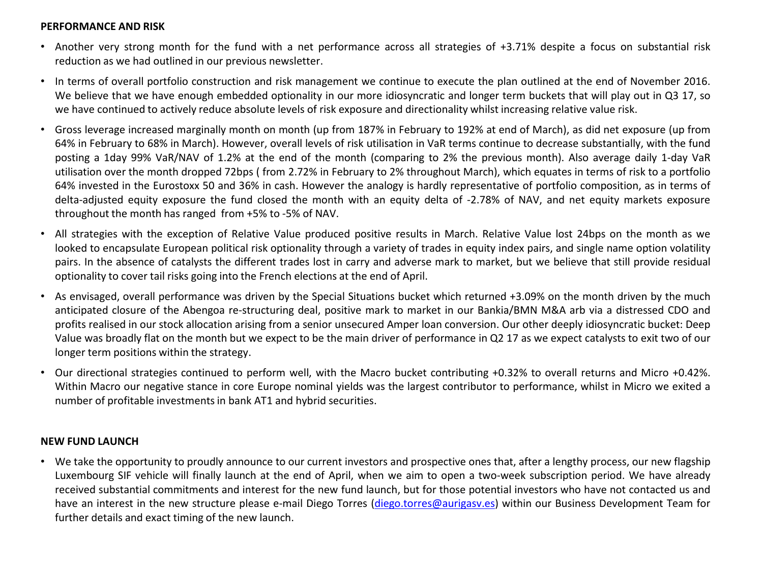**PERFORMANCE AND RISK**

- Another very strong month for the fund with a net performance across all strategies of +3.71% despite a focus on substantial risk reduction as we had outlined in our previous newsletter.
- In terms of overall portfolio construction and risk management we continue to execute the plan outlined at the end of November 2016. We believe that we have enough embedded optionality in our more idiosyncratic and longer term buckets that will play out in Q3 17, so we have continued to actively reduce absolute levels of risk exposure and directionality whilst increasing relative value risk.
- Gross leverage increased marginally month on month (up from 187% in February to 192% at end of March), as did net exposure (up from 64% in February to 68% in March). However, overall levels of risk utilisation in VaR terms continue to decrease substantially, with the fund posting a 1day 99% VaR/NAV of 1.2% at the end of the month (comparing to 2% the previous month). Also average daily 1-day VaR utilisation over the month dropped 72bps ( from 2.72% in February to 2% throughout March), which equates in terms of risk to a portfolio 64% invested in the Eurostoxx 50 and 36% in cash. However the analogy is hardly representative of portfolio composition, as in terms of delta-adjusted equity exposure the fund closed the month with an equity delta of -2.78% of NAV, and net equity markets exposure throughout the month has ranged from +5% to -5% of NAV.
- All strategies with the exception of Relative Value produced positive results in March. Relative Value lost 24bps on the month as we looked to encapsulate European political risk optionality through a variety of trades in equity index pairs, and single name option volatility pairs. In the absence of catalysts the different trades lost in carry and adverse mark to market, but we believe that still provide residual optionality to cover tail risks going into the French elections at the end of April.
- As envisaged, overall performance was driven by the Special Situations bucket which returned +3.09% on the month driven by the much anticipated closure of the Abengoa re-structuring deal, positive mark to market in our Bankia/BMN M&A arb via a distressed CDO and profits realised in our stock allocation arising from a senior unsecured Amper loan conversion. Our other deeply idiosyncratic bucket: Deep Value was broadly flat on the month but we expect to be the main driver of performance in Q2 17 as we expect catalysts to exit two of our longer term positions within the strategy.
- Our directional strategies continued to perform well, with the Macro bucket contributing +0.32% to overall returns and Micro +0.42%. Within Macro our negative stance in core Europe nominal yields was the largest contributor to performance, whilst in Micro we exited a number of profitable investments in bank AT1 and hybrid securities.

**NEW FUND LAUNCH**

- We take the opportunity to proudly announce to our current investors and prospective ones that, after a lengthy process, our new flagship Luxembourg SIF vehicle will finally launch at the end of April, when we aim to open a two-week subscription period. We have already received substantial commitments and interest for the new fund launch, but for those potential investors who have not contacted us and have an interest in the new structure please e-mail Diego Torres (diego.torres@aurigasv.es) within our Business Development Team for further details and exact timing of the new launch.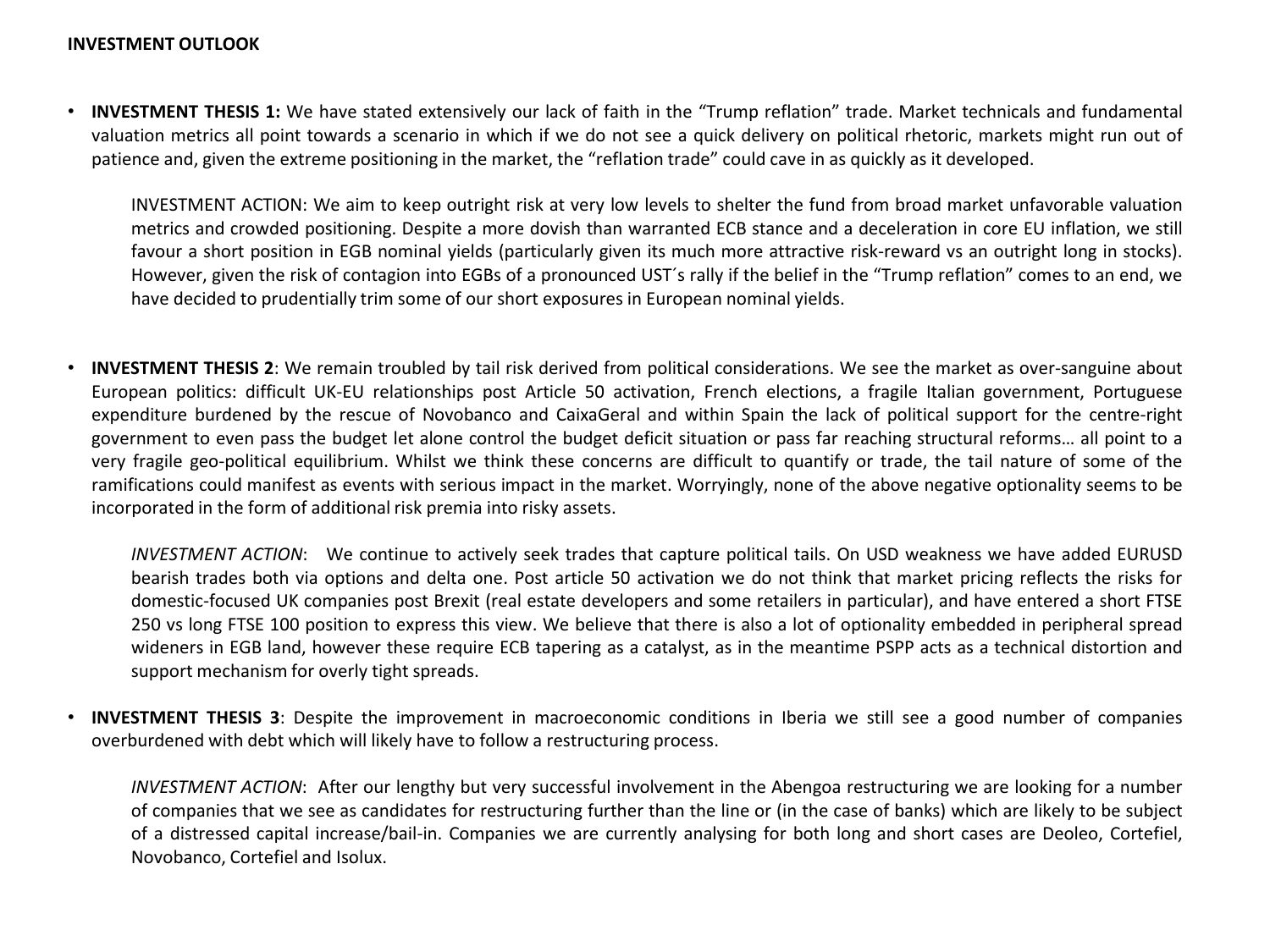**INVESTMENT OUTLOOK**

- **INVESTMENT THESIS 1:** We have stated extensively our lack of faith in the "Trump reflation" trade. Market technicals and fundamental valuation metrics all point towards a scenario in which if we do not see a quick delivery on political rhetoric, markets might run out of patience and, given the extreme positioning in the market, the "reflation trade" could cave in as quickly as it developed.

  INVESTMENT ACTION: We aim to keep outright risk at very low levels to shelter the fund from broad market unfavorable valuation metrics and crowded positioning. Despite a more dovish than warranted ECB stance and a deceleration in core EU inflation, we still favour a short position in EGB nominal yields (particularly given its much more attractive risk-reward vs an outright long in stocks). However, given the risk of contagion into EGBs of a pronounced UST´s rally if the belief in the "Trump reflation" comes to an end, we have decided to prudentially trim some of our short exposures in European nominal yields.

- **INVESTMENT THESIS 2**: We remain troubled by tail risk derived from political considerations. We see the market as over-sanguine about European politics: difficult UK-EU relationships post Article 50 activation, French elections, a fragile Italian government, Portuguese expenditure burdened by the rescue of Novobanco and CaixaGeral and within Spain the lack of political support for the centre-right government to even pass the budget let alone control the budget deficit situation or pass far reaching structural reforms… all point to a very fragile geo-political equilibrium. Whilst we think these concerns are difficult to quantify or trade, the tail nature of some of the ramifications could manifest as events with serious impact in the market. Worryingly, none of the above negative optionality seems to be incorporated in the form of additional risk premia into risky assets.

  *INVESTMENT ACTION*: We continue to actively seek trades that capture political tails. On USD weakness we have added EURUSD bearish trades both via options and delta one. Post article 50 activation we do not think that market pricing reflects the risks for domestic-focused UK companies post Brexit (real estate developers and some retailers in particular), and have entered a short FTSE 250 vs long FTSE 100 position to express this view. We believe that there is also a lot of optionality embedded in peripheral spread wideners in EGB land, however these require ECB tapering as a catalyst, as in the meantime PSPP acts as a technical distortion and support mechanism for overly tight spreads.

- **INVESTMENT THESIS 3**: Despite the improvement in macroeconomic conditions in Iberia we still see a good number of companies overburdened with debt which will likely have to follow a restructuring process.

  *INVESTMENT ACTION*: After our lengthy but very successful involvement in the Abengoa restructuring we are looking for a number of companies that we see as candidates for restructuring further than the line or (in the case of banks) which are likely to be subject of a distressed capital increase/bail-in. Companies we are currently analysing for both long and short cases are Deoleo, Cortefiel, Novobanco, Cortefiel and Isolux.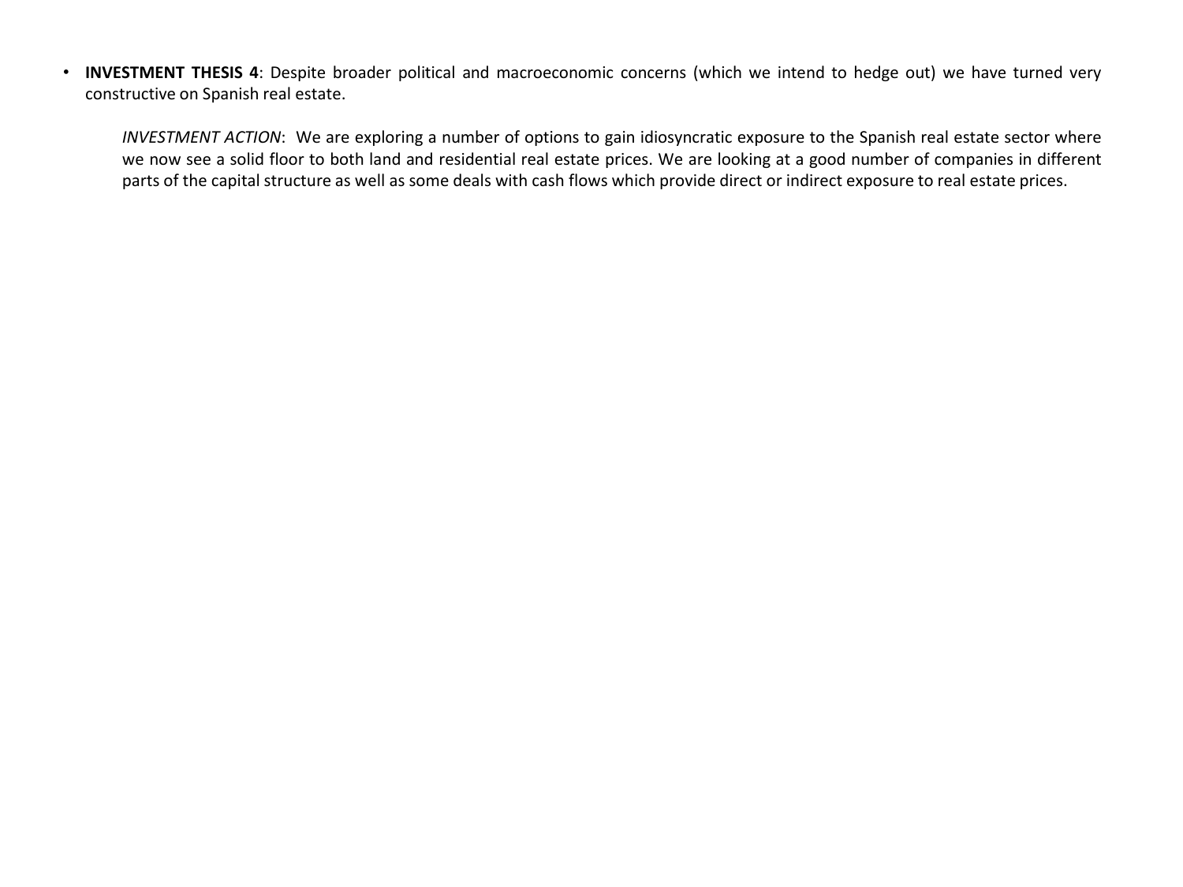- **INVESTMENT THESIS 4**: Despite broader political and macroeconomic concerns (which we intend to hedge out) we have turned very constructive on Spanish real estate.

  *INVESTMENT ACTION*: We are exploring a number of options to gain idiosyncratic exposure to the Spanish real estate sector where we now see a solid floor to both land and residential real estate prices. We are looking at a good number of companies in different parts of the capital structure as well as some deals with cash flows which provide direct or indirect exposure to real estate prices.